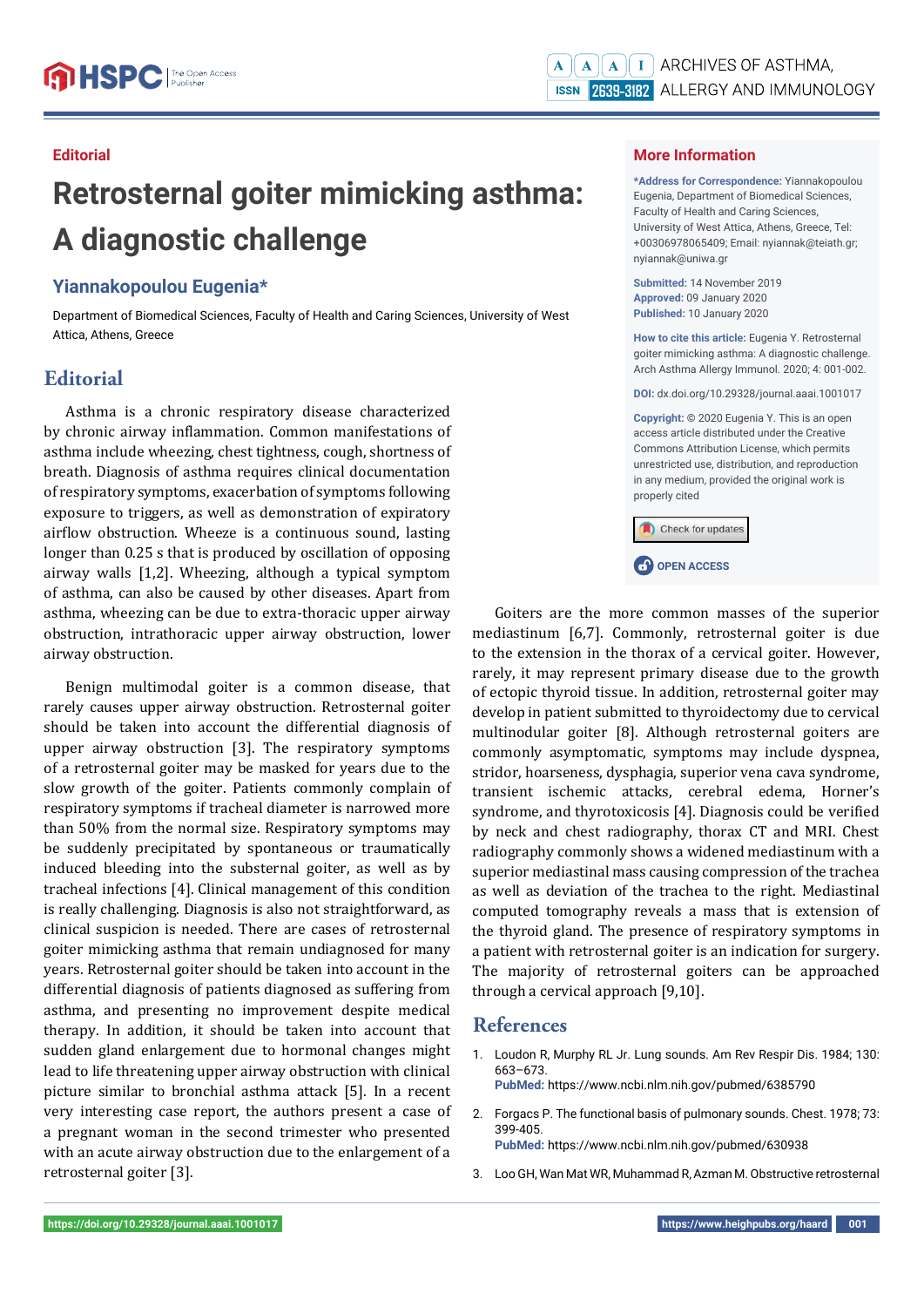Editorial

# Retrosternal goiter mimicking asthma: A diagnostic challenge

## Yiannakopoulou Eugenia*

Department of Biomedical Sciences, Faculty of Health and Caring Sciences, University of West Attica, Athens, Greece

**More Information**

***Address for Correspondence:** Yiannakopoulou Eugenia, Department of Biomedical Sciences, Faculty of Health and Caring Sciences, University of West Attica, Athens, Greece, Tel: +00306978065409; Email: nyiannak@teiath.gr; nyiannak@uniwa.gr

**Submitted:** 14 November 2019
**Approved:** 09 January 2020
**Published:** 10 January 2020

**How to cite this article:** Eugenia Y. Retrosternal goiter mimicking asthma: A diagnostic challenge. Arch Asthma Allergy Immunol. 2020; 4: 001-002.

**DOI:** dx.doi.org/10.29328/journal.aaai.1001017

**Copyright:** © 2020 Eugenia Y. This is an open access article distributed under the Creative Commons Attribution License, which permits unrestricted use, distribution, and reproduction in any medium, provided the original work is properly cited

## Editorial

Asthma is a chronic respiratory disease characterized by chronic airway inflammation. Common manifestations of asthma include wheezing, chest tightness, cough, shortness of breath. Diagnosis of asthma requires clinical documentation of respiratory symptoms, exacerbation of symptoms following exposure to triggers, as well as demonstration of expiratory airflow obstruction. Wheeze is a continuous sound, lasting longer than 0.25 s that is produced by oscillation of opposing airway walls [1,2]. Wheezing, although a typical symptom of asthma, can also be caused by other diseases. Apart from asthma, wheezing can be due to extra-thoracic upper airway obstruction, intrathoracic upper airway obstruction, lower airway obstruction.

Benign multimodal goiter is a common disease, that rarely causes upper airway obstruction. Retrosternal goiter should be taken into account the differential diagnosis of upper airway obstruction [3]. The respiratory symptoms of a retrosternal goiter may be masked for years due to the slow growth of the goiter. Patients commonly complain of respiratory symptoms if tracheal diameter is narrowed more than 50% from the normal size. Respiratory symptoms may be suddenly precipitated by spontaneous or traumatically induced bleeding into the substernal goiter, as well as by tracheal infections [4]. Clinical management of this condition is really challenging. Diagnosis is also not straightforward, as clinical suspicion is needed. There are cases of retrosternal goiter mimicking asthma that remain undiagnosed for many years. Retrosternal goiter should be taken into account in the differential diagnosis of patients diagnosed as suffering from asthma, and presenting no improvement despite medical therapy. In addition, it should be taken into account that sudden gland enlargement due to hormonal changes might lead to life threatening upper airway obstruction with clinical picture similar to bronchial asthma attack [5]. In a recent very interesting case report, the authors present a case of a pregnant woman in the second trimester who presented with an acute airway obstruction due to the enlargement of a retrosternal goiter [3].

Goiters are the more common masses of the superior mediastinum [6,7]. Commonly, retrosternal goiter is due to the extension in the thorax of a cervical goiter. However, rarely, it may represent primary disease due to the growth of ectopic thyroid tissue. In addition, retrosternal goiter may develop in patient submitted to thyroidectomy due to cervical multinodular goiter [8]. Although retrosternal goiters are commonly asymptomatic, symptoms may include dyspnea, stridor, hoarseness, dysphagia, superior vena cava syndrome, transient ischemic attacks, cerebral edema, Horner's syndrome, and thyrotoxicosis [4]. Diagnosis could be verified by neck and chest radiography, thorax CT and MRI. Chest radiography commonly shows a widened mediastinum with a superior mediastinal mass causing compression of the trachea as well as deviation of the trachea to the right. Mediastinal computed tomography reveals a mass that is extension of the thyroid gland. The presence of respiratory symptoms in a patient with retrosternal goiter is an indication for surgery. The majority of retrosternal goiters can be approached through a cervical approach [9,10].

## References

1. Loudon R, Murphy RL Jr. Lung sounds. Am Rev Respir Dis. 1984; 130: 663–673.
**PubMed:** https://www.ncbi.nlm.nih.gov/pubmed/6385790

2. Forgacs P. The functional basis of pulmonary sounds. Chest. 1978; 73: 399-405.
**PubMed:** https://www.ncbi.nlm.nih.gov/pubmed/630938

3. Loo GH, Wan Mat WR, Muhammad R, Azman M. Obstructive retrosternal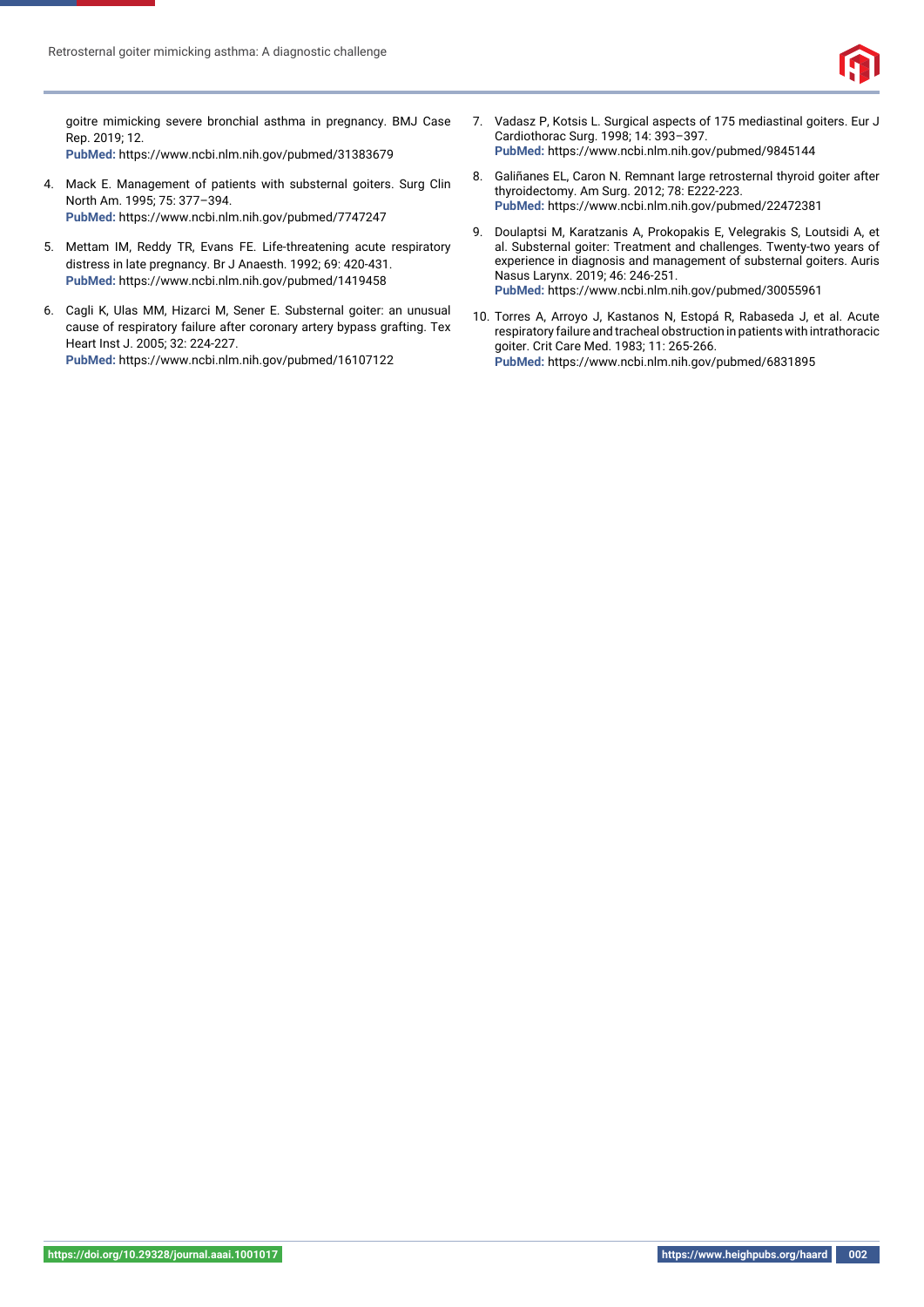goitre mimicking severe bronchial asthma in pregnancy. BMJ Case Rep. 2019; 12.
**PubMed:** https://www.ncbi.nlm.nih.gov/pubmed/31383679

4. Mack E. Management of patients with substernal goiters. Surg Clin North Am. 1995; 75: 377–394.
**PubMed:** https://www.ncbi.nlm.nih.gov/pubmed/7747247

5. Mettam IM, Reddy TR, Evans FE. Life-threatening acute respiratory distress in late pregnancy. Br J Anaesth. 1992; 69: 420-431.
**PubMed:** https://www.ncbi.nlm.nih.gov/pubmed/1419458

6. Cagli K, Ulas MM, Hizarci M, Sener E. Substernal goiter: an unusual cause of respiratory failure after coronary artery bypass grafting. Tex Heart Inst J. 2005; 32: 224-227.
**PubMed:** https://www.ncbi.nlm.nih.gov/pubmed/16107122

7. Vadasz P, Kotsis L. Surgical aspects of 175 mediastinal goiters. Eur J Cardiothorac Surg. 1998; 14: 393–397.
**PubMed:** https://www.ncbi.nlm.nih.gov/pubmed/9845144

8. Galiñanes EL, Caron N. Remnant large retrosternal thyroid goiter after thyroidectomy. Am Surg. 2012; 78: E222-223.
**PubMed:** https://www.ncbi.nlm.nih.gov/pubmed/22472381

9. Doulaptsi M, Karatzanis A, Prokopakis E, Velegrakis S, Loutsidi A, et al. Substernal goiter: Treatment and challenges. Twenty-two years of experience in diagnosis and management of substernal goiters. Auris Nasus Larynx. 2019; 46: 246-251.
**PubMed:** https://www.ncbi.nlm.nih.gov/pubmed/30055961

10. Torres A, Arroyo J, Kastanos N, Estopá R, Rabaseda J, et al. Acute respiratory failure and tracheal obstruction in patients with intrathoracic goiter. Crit Care Med. 1983; 11: 265-266.
**PubMed:** https://www.ncbi.nlm.nih.gov/pubmed/6831895